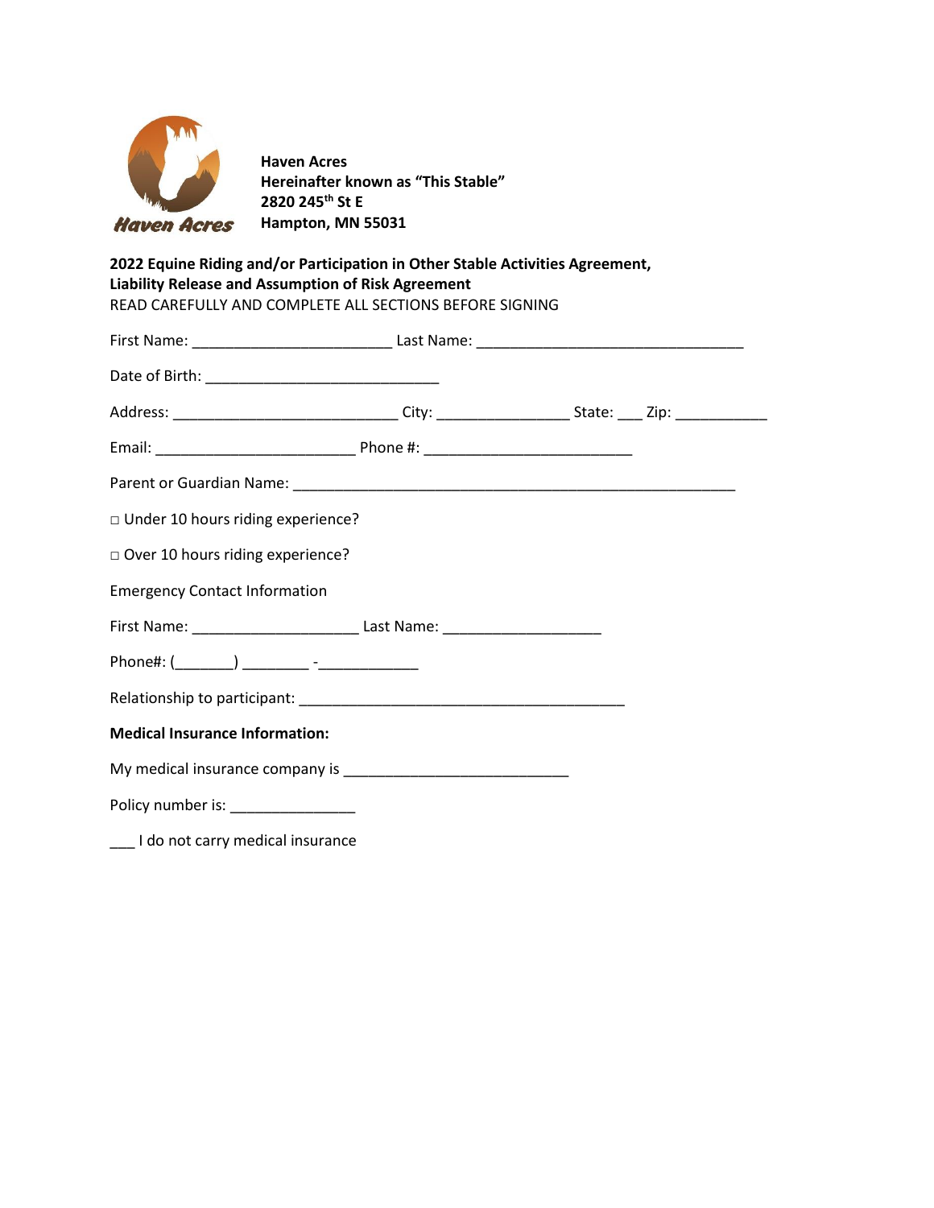**Haven Acres**
**Hereinafter known as "This Stable"**
**2820 245th St E**
**Hampton, MN 55031**

**2022 Equine Riding and/or Participation in Other Stable Activities Agreement, Liability Release and Assumption of Risk Agreement**

READ CAREFULLY AND COMPLETE ALL SECTIONS BEFORE SIGNING

First Name: _______________________ Last Name: _______________________________

Date of Birth: ___________________________

Address: __________________________ City: _______________ State: ___ Zip: ___________

Email: _______________________ Phone #: ________________________

Parent or Guardian Name: ___________________________________________________

□ Under 10 hours riding experience?

□ Over 10 hours riding experience?

Emergency Contact Information

First Name: ___________________ Last Name: __________________

Phone#: (_______) ________ -____________

Relationship to participant: ______________________________________

**Medical Insurance Information:**

My medical insurance company is __________________________

Policy number is: _______________

___ I do not carry medical insurance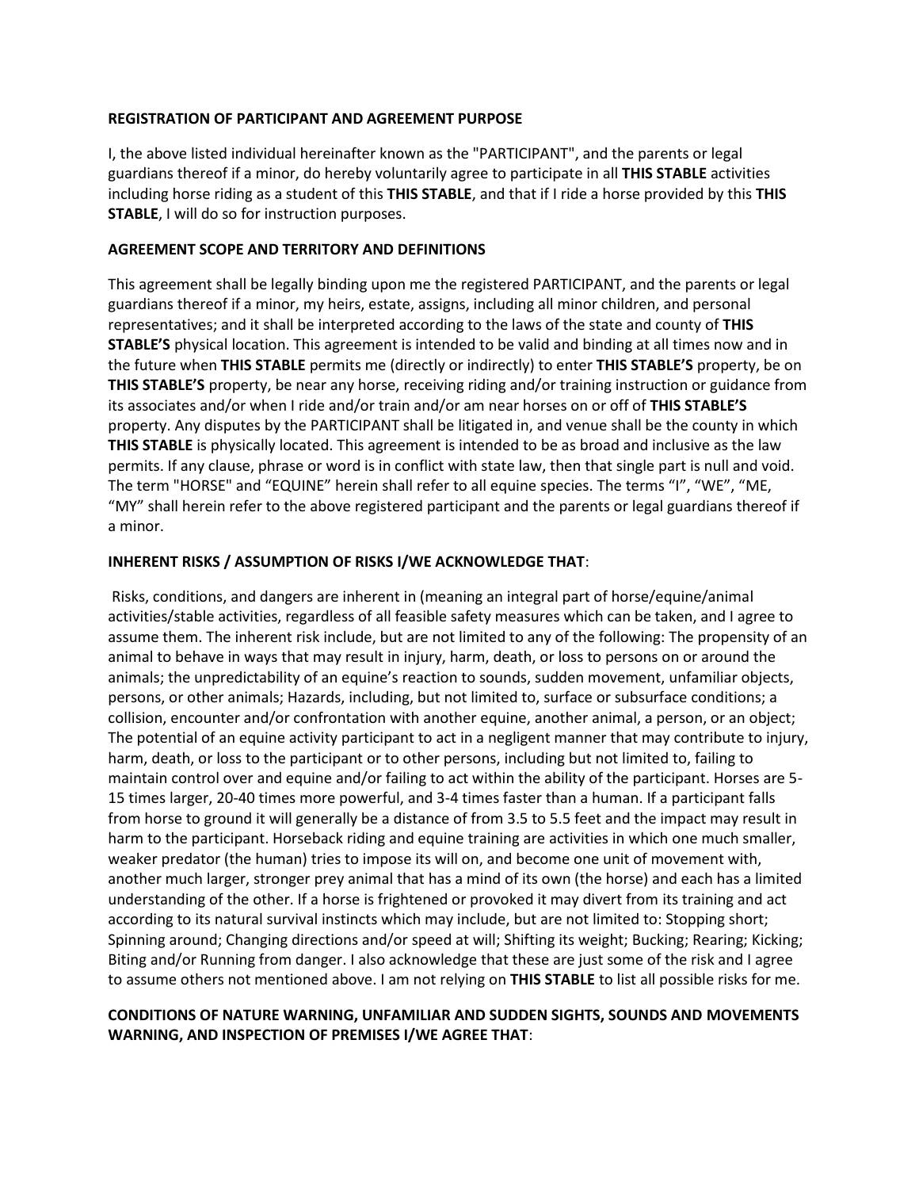**REGISTRATION OF PARTICIPANT AND AGREEMENT PURPOSE**

I, the above listed individual hereinafter known as the "PARTICIPANT", and the parents or legal guardians thereof if a minor, do hereby voluntarily agree to participate in all **THIS STABLE** activities including horse riding as a student of this **THIS STABLE**, and that if I ride a horse provided by this **THIS STABLE**, I will do so for instruction purposes.

**AGREEMENT SCOPE AND TERRITORY AND DEFINITIONS**

This agreement shall be legally binding upon me the registered PARTICIPANT, and the parents or legal guardians thereof if a minor, my heirs, estate, assigns, including all minor children, and personal representatives; and it shall be interpreted according to the laws of the state and county of **THIS STABLE'S** physical location. This agreement is intended to be valid and binding at all times now and in the future when **THIS STABLE** permits me (directly or indirectly) to enter **THIS STABLE'S** property, be on **THIS STABLE'S** property, be near any horse, receiving riding and/or training instruction or guidance from its associates and/or when I ride and/or train and/or am near horses on or off of **THIS STABLE'S** property. Any disputes by the PARTICIPANT shall be litigated in, and venue shall be the county in which **THIS STABLE** is physically located. This agreement is intended to be as broad and inclusive as the law permits. If any clause, phrase or word is in conflict with state law, then that single part is null and void. The term "HORSE" and "EQUINE" herein shall refer to all equine species. The terms "I", "WE", "ME, "MY" shall herein refer to the above registered participant and the parents or legal guardians thereof if a minor.

**INHERENT RISKS / ASSUMPTION OF RISKS I/WE ACKNOWLEDGE THAT**:

Risks, conditions, and dangers are inherent in (meaning an integral part of horse/equine/animal activities/stable activities, regardless of all feasible safety measures which can be taken, and I agree to assume them. The inherent risk include, but are not limited to any of the following: The propensity of an animal to behave in ways that may result in injury, harm, death, or loss to persons on or around the animals; the unpredictability of an equine's reaction to sounds, sudden movement, unfamiliar objects, persons, or other animals; Hazards, including, but not limited to, surface or subsurface conditions; a collision, encounter and/or confrontation with another equine, another animal, a person, or an object; The potential of an equine activity participant to act in a negligent manner that may contribute to injury, harm, death, or loss to the participant or to other persons, including but not limited to, failing to maintain control over and equine and/or failing to act within the ability of the participant. Horses are 5-15 times larger, 20-40 times more powerful, and 3-4 times faster than a human. If a participant falls from horse to ground it will generally be a distance of from 3.5 to 5.5 feet and the impact may result in harm to the participant. Horseback riding and equine training are activities in which one much smaller, weaker predator (the human) tries to impose its will on, and become one unit of movement with, another much larger, stronger prey animal that has a mind of its own (the horse) and each has a limited understanding of the other. If a horse is frightened or provoked it may divert from its training and act according to its natural survival instincts which may include, but are not limited to: Stopping short; Spinning around; Changing directions and/or speed at will; Shifting its weight; Bucking; Rearing; Kicking; Biting and/or Running from danger. I also acknowledge that these are just some of the risk and I agree to assume others not mentioned above. I am not relying on **THIS STABLE** to list all possible risks for me.

**CONDITIONS OF NATURE WARNING, UNFAMILIAR AND SUDDEN SIGHTS, SOUNDS AND MOVEMENTS WARNING, AND INSPECTION OF PREMISES I/WE AGREE THAT**: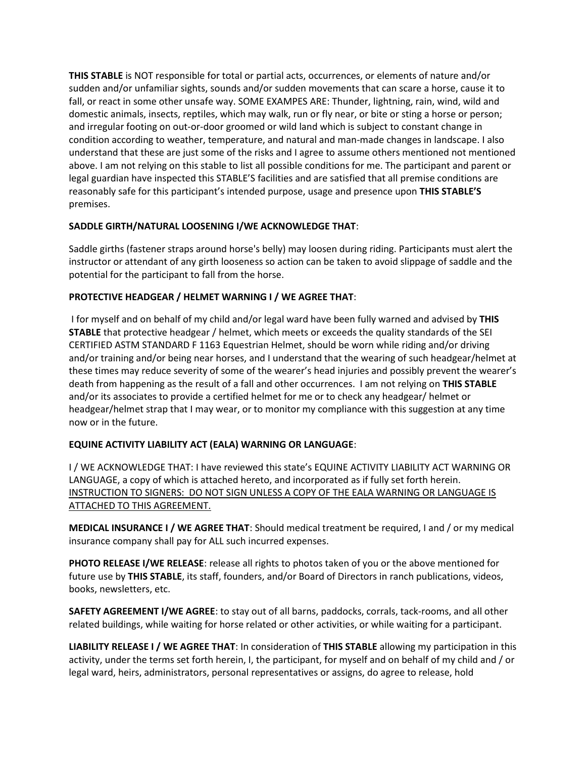**THIS STABLE** is NOT responsible for total or partial acts, occurrences, or elements of nature and/or sudden and/or unfamiliar sights, sounds and/or sudden movements that can scare a horse, cause it to fall, or react in some other unsafe way. SOME EXAMPES ARE: Thunder, lightning, rain, wind, wild and domestic animals, insects, reptiles, which may walk, run or fly near, or bite or sting a horse or person; and irregular footing on out-or-door groomed or wild land which is subject to constant change in condition according to weather, temperature, and natural and man-made changes in landscape. I also understand that these are just some of the risks and I agree to assume others mentioned not mentioned above. I am not relying on this stable to list all possible conditions for me. The participant and parent or legal guardian have inspected this STABLE'S facilities and are satisfied that all premise conditions are reasonably safe for this participant's intended purpose, usage and presence upon **THIS STABLE'S** premises.

**SADDLE GIRTH/NATURAL LOOSENING I/WE ACKNOWLEDGE THAT**:

Saddle girths (fastener straps around horse's belly) may loosen during riding. Participants must alert the instructor or attendant of any girth looseness so action can be taken to avoid slippage of saddle and the potential for the participant to fall from the horse.

**PROTECTIVE HEADGEAR / HELMET WARNING I / WE AGREE THAT**:

I for myself and on behalf of my child and/or legal ward have been fully warned and advised by **THIS STABLE** that protective headgear / helmet, which meets or exceeds the quality standards of the SEI CERTIFIED ASTM STANDARD F 1163 Equestrian Helmet, should be worn while riding and/or driving and/or training and/or being near horses, and I understand that the wearing of such headgear/helmet at these times may reduce severity of some of the wearer's head injuries and possibly prevent the wearer's death from happening as the result of a fall and other occurrences. I am not relying on **THIS STABLE** and/or its associates to provide a certified helmet for me or to check any headgear/ helmet or headgear/helmet strap that I may wear, or to monitor my compliance with this suggestion at any time now or in the future.

**EQUINE ACTIVITY LIABILITY ACT (EALA) WARNING OR LANGUAGE**:

I / WE ACKNOWLEDGE THAT: I have reviewed this state's EQUINE ACTIVITY LIABILITY ACT WARNING OR LANGUAGE, a copy of which is attached hereto, and incorporated as if fully set forth herein. <u>INSTRUCTION TO SIGNERS: DO NOT SIGN UNLESS A COPY OF THE EALA WARNING OR LANGUAGE IS ATTACHED TO THIS AGREEMENT.</u>

**MEDICAL INSURANCE I / WE AGREE THAT**: Should medical treatment be required, I and / or my medical insurance company shall pay for ALL such incurred expenses.

**PHOTO RELEASE I/WE RELEASE**: release all rights to photos taken of you or the above mentioned for future use by **THIS STABLE**, its staff, founders, and/or Board of Directors in ranch publications, videos, books, newsletters, etc.

**SAFETY AGREEMENT I/WE AGREE**: to stay out of all barns, paddocks, corrals, tack-rooms, and all other related buildings, while waiting for horse related or other activities, or while waiting for a participant.

**LIABILITY RELEASE I / WE AGREE THAT**: In consideration of **THIS STABLE** allowing my participation in this activity, under the terms set forth herein, I, the participant, for myself and on behalf of my child and / or legal ward, heirs, administrators, personal representatives or assigns, do agree to release, hold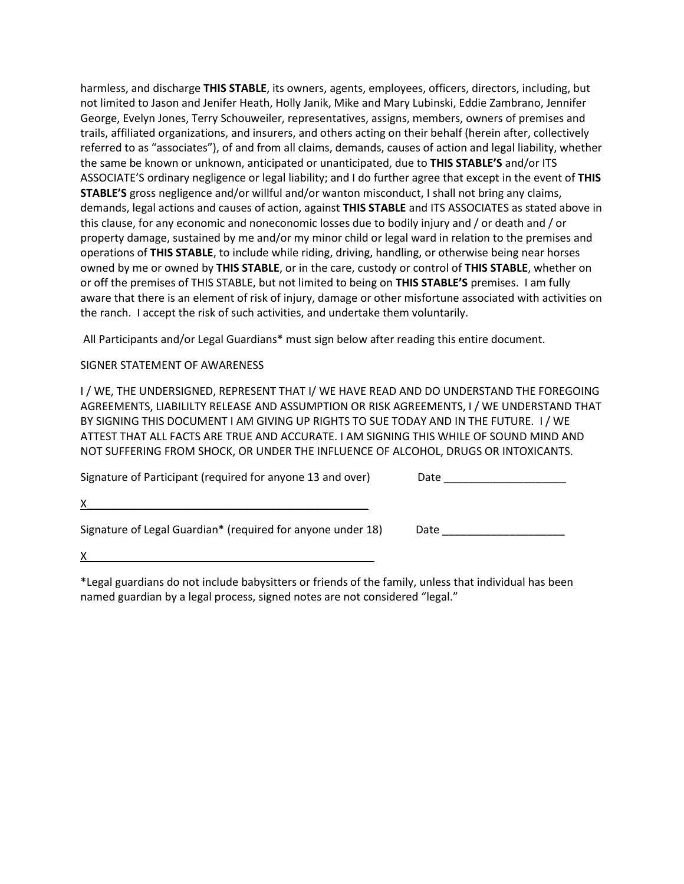harmless, and discharge **THIS STABLE**, its owners, agents, employees, officers, directors, including, but not limited to Jason and Jenifer Heath, Holly Janik, Mike and Mary Lubinski, Eddie Zambrano, Jennifer George, Evelyn Jones, Terry Schouweiler, representatives, assigns, members, owners of premises and trails, affiliated organizations, and insurers, and others acting on their behalf (herein after, collectively referred to as "associates"), of and from all claims, demands, causes of action and legal liability, whether the same be known or unknown, anticipated or unanticipated, due to **THIS STABLE'S** and/or ITS ASSOCIATE'S ordinary negligence or legal liability; and I do further agree that except in the event of **THIS STABLE'S** gross negligence and/or willful and/or wanton misconduct, I shall not bring any claims, demands, legal actions and causes of action, against **THIS STABLE** and ITS ASSOCIATES as stated above in this clause, for any economic and noneconomic losses due to bodily injury and / or death and / or property damage, sustained by me and/or my minor child or legal ward in relation to the premises and operations of **THIS STABLE**, to include while riding, driving, handling, or otherwise being near horses owned by me or owned by **THIS STABLE**, or in the care, custody or control of **THIS STABLE**, whether on or off the premises of THIS STABLE, but not limited to being on **THIS STABLE'S** premises. I am fully aware that there is an element of risk of injury, damage or other misfortune associated with activities on the ranch. I accept the risk of such activities, and undertake them voluntarily.

All Participants and/or Legal Guardians* must sign below after reading this entire document.

SIGNER STATEMENT OF AWARENESS

I / WE, THE UNDERSIGNED, REPRESENT THAT I/ WE HAVE READ AND DO UNDERSTAND THE FOREGOING AGREEMENTS, LIABILILTY RELEASE AND ASSUMPTION OR RISK AGREEMENTS, I / WE UNDERSTAND THAT BY SIGNING THIS DOCUMENT I AM GIVING UP RIGHTS TO SUE TODAY AND IN THE FUTURE. I / WE ATTEST THAT ALL FACTS ARE TRUE AND ACCURATE. I AM SIGNING THIS WHILE OF SOUND MIND AND NOT SUFFERING FROM SHOCK, OR UNDER THE INFLUENCE OF ALCOHOL, DRUGS OR INTOXICANTS.

Signature of Participant (required for anyone 13 and over) Date ____________________

X_______________________________________________

Signature of Legal Guardian* (required for anyone under 18) Date ____________________

X_______________________________________________

*Legal guardians do not include babysitters or friends of the family, unless that individual has been named guardian by a legal process, signed notes are not considered "legal."